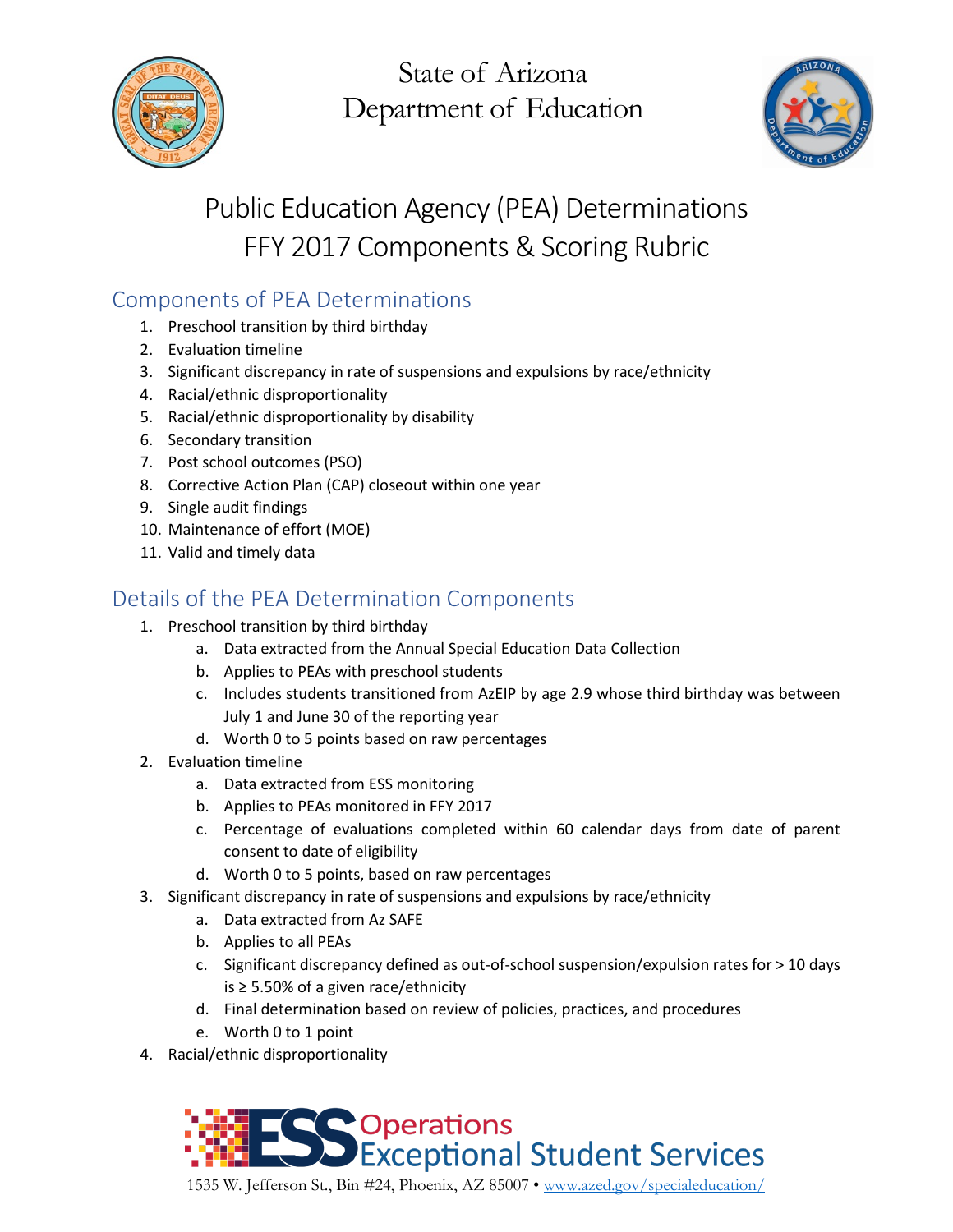State of Arizona
Department of Education

# Public Education Agency (PEA) Determinations
# FFY 2017 Components & Scoring Rubric

## Components of PEA Determinations

1. Preschool transition by third birthday
2. Evaluation timeline
3. Significant discrepancy in rate of suspensions and expulsions by race/ethnicity
4. Racial/ethnic disproportionality
5. Racial/ethnic disproportionality by disability
6. Secondary transition
7. Post school outcomes (PSO)
8. Corrective Action Plan (CAP) closeout within one year
9. Single audit findings
10. Maintenance of effort (MOE)
11. Valid and timely data

## Details of the PEA Determination Components

1. Preschool transition by third birthday
   a. Data extracted from the Annual Special Education Data Collection
   b. Applies to PEAs with preschool students
   c. Includes students transitioned from AzEIP by age 2.9 whose third birthday was between July 1 and June 30 of the reporting year
   d. Worth 0 to 5 points based on raw percentages
2. Evaluation timeline
   a. Data extracted from ESS monitoring
   b. Applies to PEAs monitored in FFY 2017
   c. Percentage of evaluations completed within 60 calendar days from date of parent consent to date of eligibility
   d. Worth 0 to 5 points, based on raw percentages
3. Significant discrepancy in rate of suspensions and expulsions by race/ethnicity
   a. Data extracted from Az SAFE
   b. Applies to all PEAs
   c. Significant discrepancy defined as out-of-school suspension/expulsion rates for > 10 days is ≥ 5.50% of a given race/ethnicity
   d. Final determination based on review of policies, practices, and procedures
   e. Worth 0 to 1 point
4. Racial/ethnic disproportionality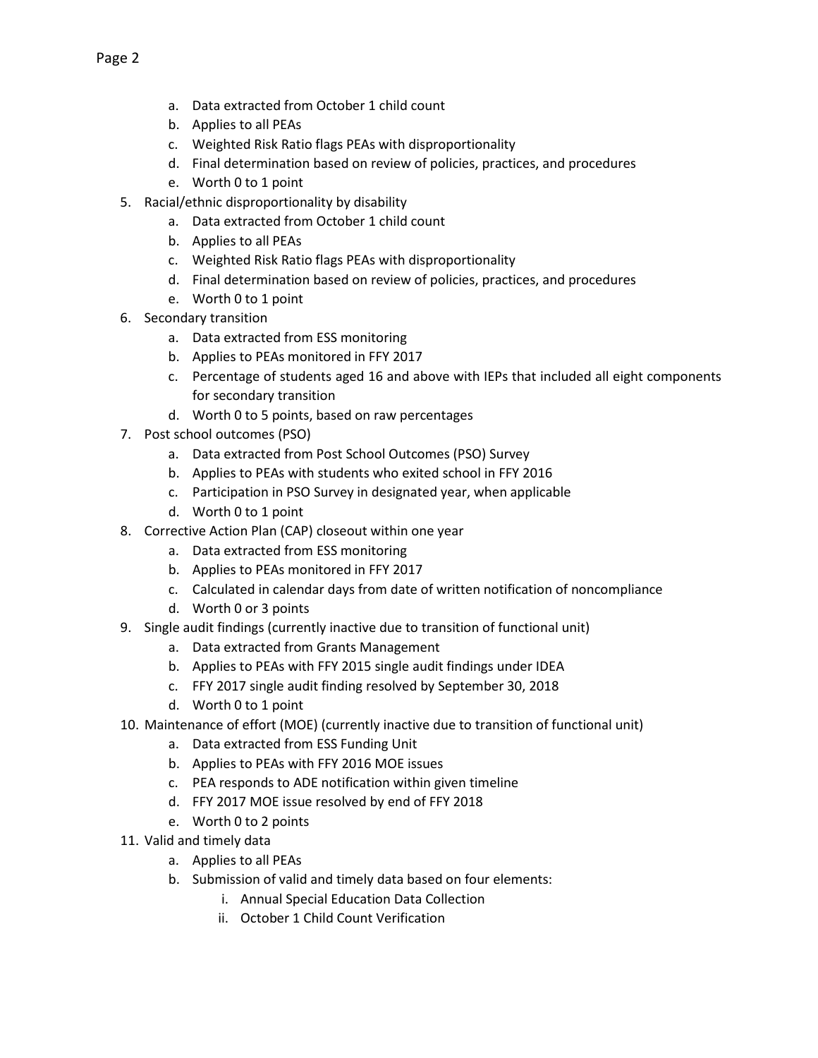a. Data extracted from October 1 child count
   b. Applies to all PEAs
   c. Weighted Risk Ratio flags PEAs with disproportionality
   d. Final determination based on review of policies, practices, and procedures
   e. Worth 0 to 1 point
5. Racial/ethnic disproportionality by disability
   a. Data extracted from October 1 child count
   b. Applies to all PEAs
   c. Weighted Risk Ratio flags PEAs with disproportionality
   d. Final determination based on review of policies, practices, and procedures
   e. Worth 0 to 1 point
6. Secondary transition
   a. Data extracted from ESS monitoring
   b. Applies to PEAs monitored in FFY 2017
   c. Percentage of students aged 16 and above with IEPs that included all eight components for secondary transition
   d. Worth 0 to 5 points, based on raw percentages
7. Post school outcomes (PSO)
   a. Data extracted from Post School Outcomes (PSO) Survey
   b. Applies to PEAs with students who exited school in FFY 2016
   c. Participation in PSO Survey in designated year, when applicable
   d. Worth 0 to 1 point
8. Corrective Action Plan (CAP) closeout within one year
   a. Data extracted from ESS monitoring
   b. Applies to PEAs monitored in FFY 2017
   c. Calculated in calendar days from date of written notification of noncompliance
   d. Worth 0 or 3 points
9. Single audit findings (currently inactive due to transition of functional unit)
   a. Data extracted from Grants Management
   b. Applies to PEAs with FFY 2015 single audit findings under IDEA
   c. FFY 2017 single audit finding resolved by September 30, 2018
   d. Worth 0 to 1 point
10. Maintenance of effort (MOE) (currently inactive due to transition of functional unit)
    a. Data extracted from ESS Funding Unit
    b. Applies to PEAs with FFY 2016 MOE issues
    c. PEA responds to ADE notification within given timeline
    d. FFY 2017 MOE issue resolved by end of FFY 2018
    e. Worth 0 to 2 points
11. Valid and timely data
    a. Applies to all PEAs
    b. Submission of valid and timely data based on four elements:
       i. Annual Special Education Data Collection
       ii. October 1 Child Count Verification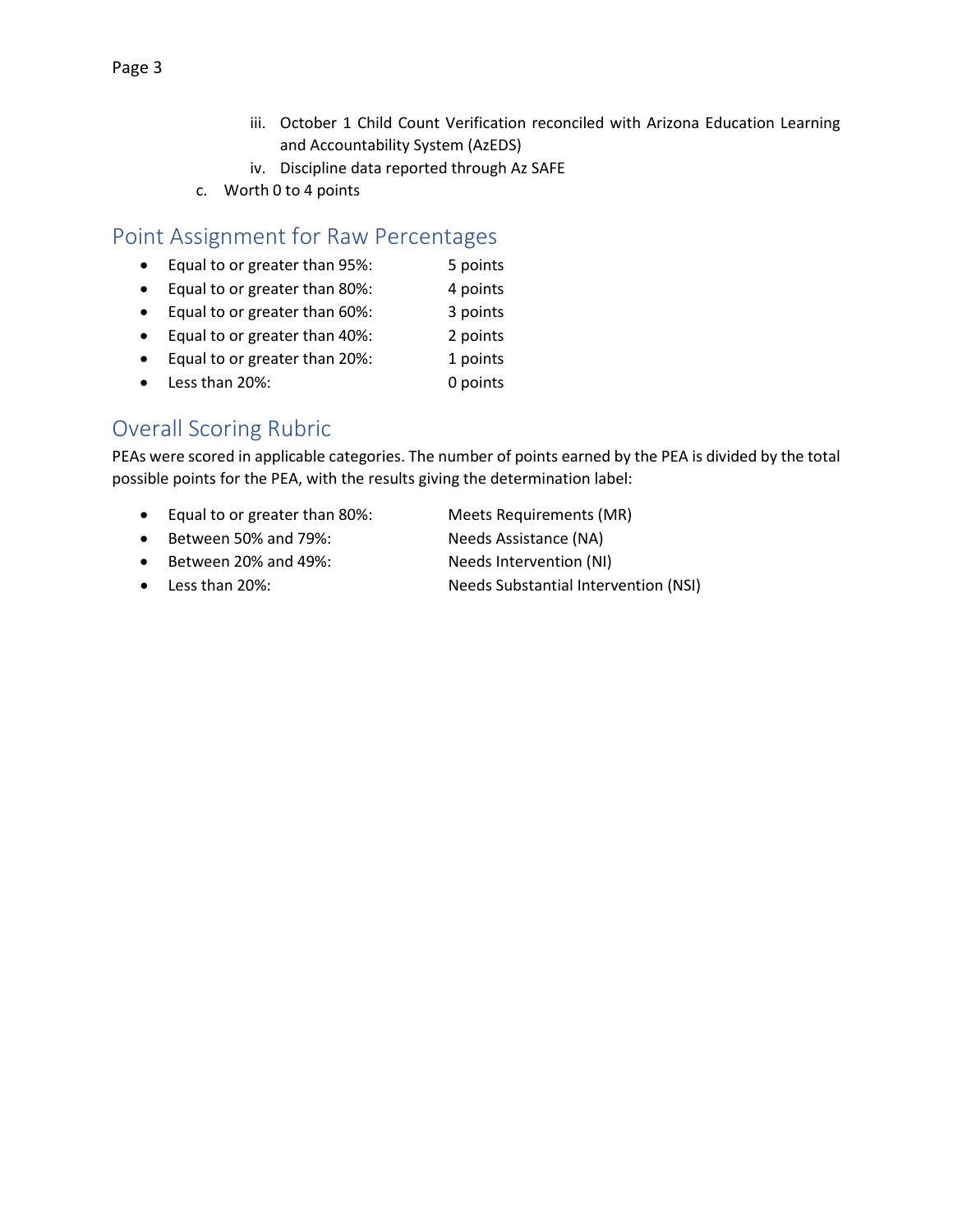iii. October 1 Child Count Verification reconciled with Arizona Education Learning and Accountability System (AzEDS)
   iv. Discipline data reported through Az SAFE

c. Worth 0 to 4 points

## Point Assignment for Raw Percentages

- Equal to or greater than 95%: 5 points
- Equal to or greater than 80%: 4 points
- Equal to or greater than 60%: 3 points
- Equal to or greater than 40%: 2 points
- Equal to or greater than 20%: 1 points
- Less than 20%: 0 points

## Overall Scoring Rubric

PEAs were scored in applicable categories. The number of points earned by the PEA is divided by the total possible points for the PEA, with the results giving the determination label:

- Equal to or greater than 80%: Meets Requirements (MR)
- Between 50% and 79%: Needs Assistance (NA)
- Between 20% and 49%: Needs Intervention (NI)
- Less than 20%: Needs Substantial Intervention (NSI)